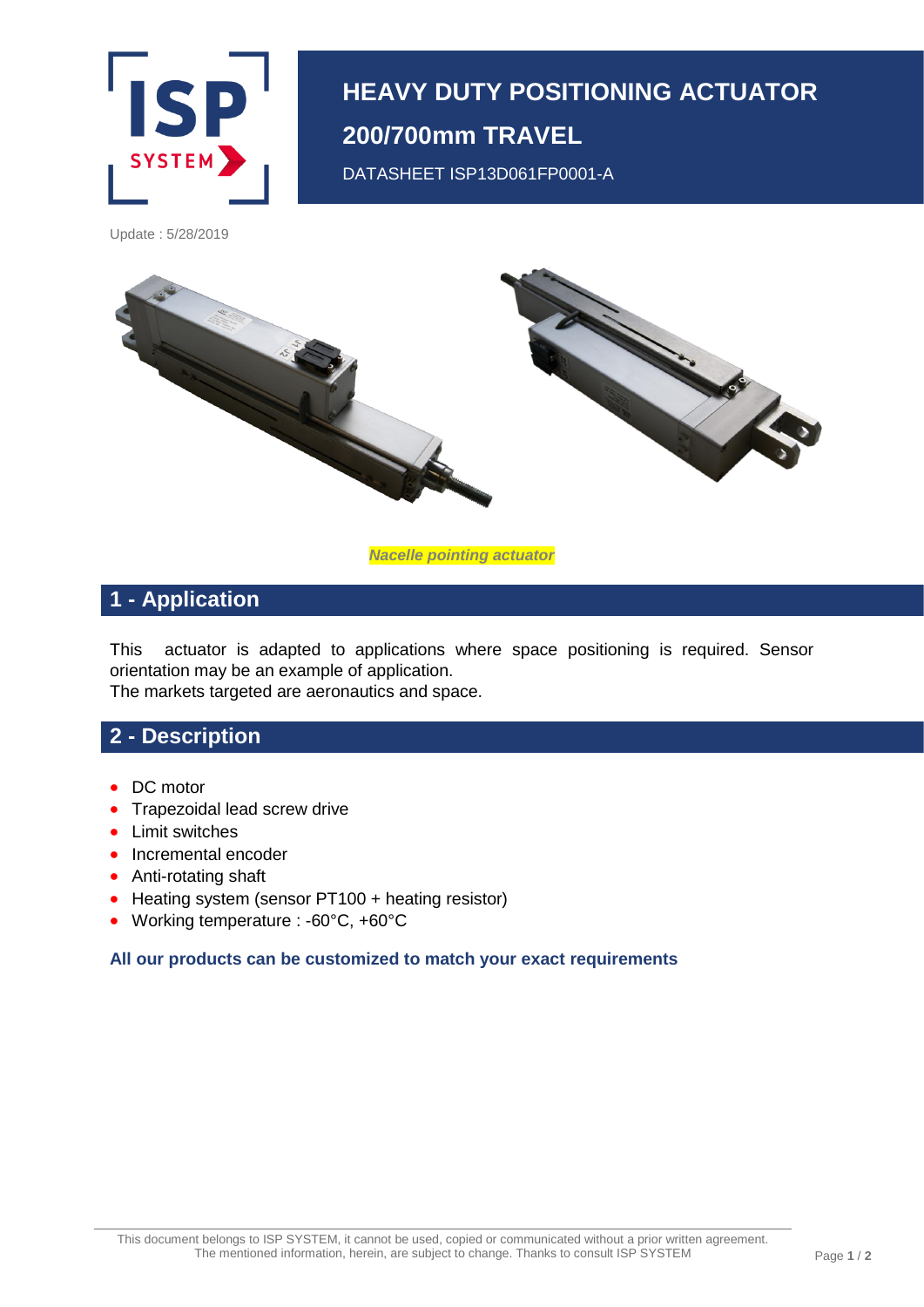# HEAVY DUTY POSITIONING ACTUATOR

## 200/700mm TRAVEL

DATASHEET ISP13D061FP0001-A

Update : 5/28/2019

***Nacelle pointing actuator***

## 1 - Application

This actuator is adapted to applications where space positioning is required. Sensor orientation may be an example of application.
The markets targeted are aeronautics and space.

## 2 - Description

- DC motor
- Trapezoidal lead screw drive
- Limit switches
- Incremental encoder
- Anti-rotating shaft
- Heating system (sensor PT100 + heating resistor)
- Working temperature : -60°C, +60°C

**All our products can be customized to match your exact requirements**

This document belongs to ISP SYSTEM, it cannot be used, copied or communicated without a prior written agreement.
The mentioned information, herein, are subject to change. Thanks to consult ISP SYSTEM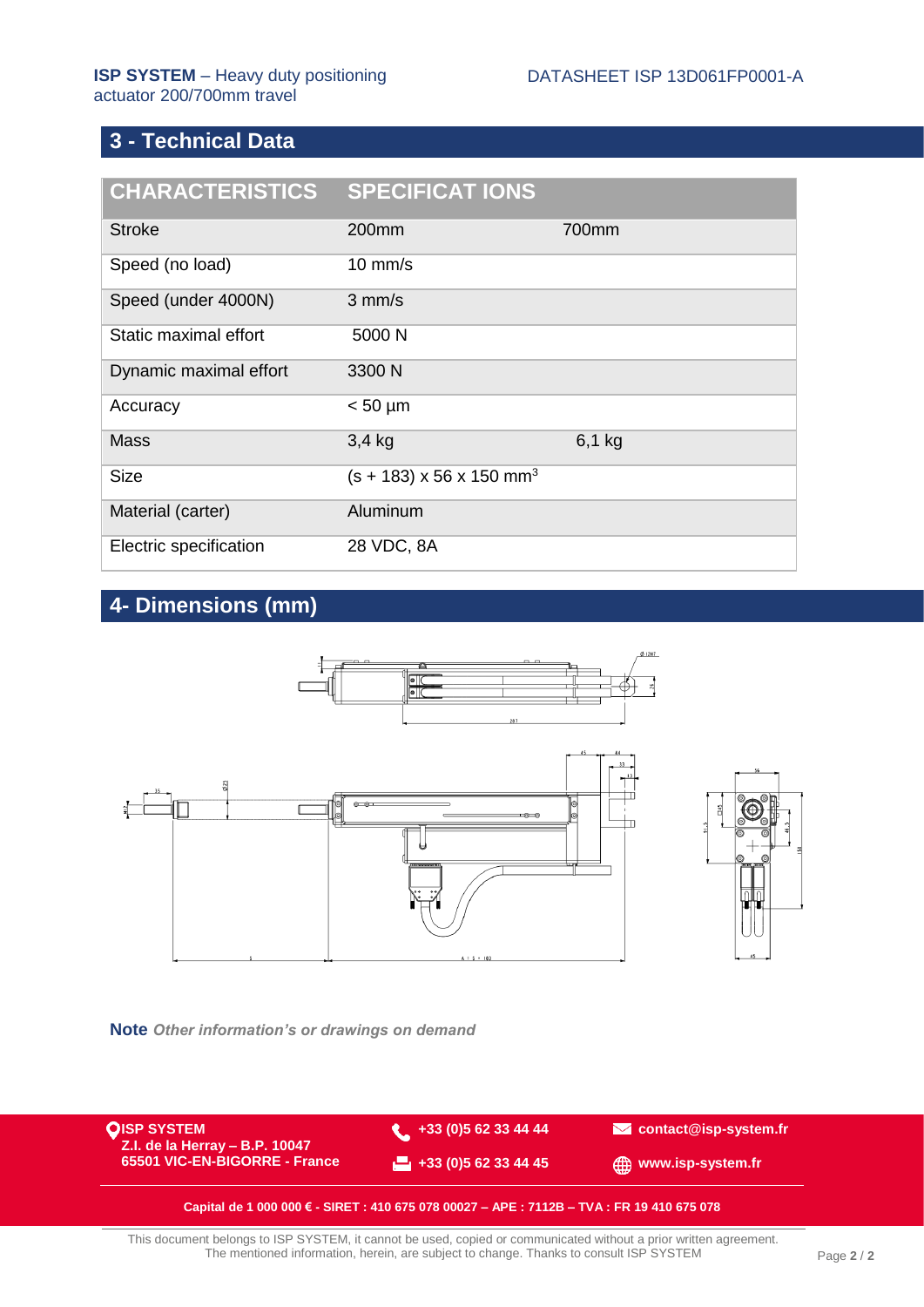## 3 - Technical Data

| CHARACTERISTICS | SPECIFICAT IONS | |
|---|---|---|
| Stroke | 200mm | 700mm |
| Speed (no load) | 10 mm/s | |
| Speed (under 4000N) | 3 mm/s | |
| Static maximal effort | 5000 N | |
| Dynamic maximal effort | 3300 N | |
| Accuracy | < 50 µm | |
| Mass | 3,4 kg | 6,1 kg |
| Size | (s + 183) x 56 x 150 $mm^3$ | |
| Material (carter) | Aluminum | |
| Electric specification | 28 VDC, 8A | |

## 4- Dimensions (mm)

**Note** *Other information's or drawings on demand*

**ISP SYSTEM**
**Z.I. de la Herray – B.P. 10047**
**65501 VIC-EN-BIGORRE - France**

**+33 (0)5 62 33 44 44**
**+33 (0)5 62 33 44 45**

**contact@isp-system.fr**
**www.isp-system.fr**

**Capital de 1 000 000 € - SIRET : 410 675 078 00027 – APE : 7112B – TVA : FR 19 410 675 078**

This document belongs to ISP SYSTEM, it cannot be used, copied or communicated without a prior written agreement.
The mentioned information, herein, are subject to change. Thanks to consult ISP SYSTEM